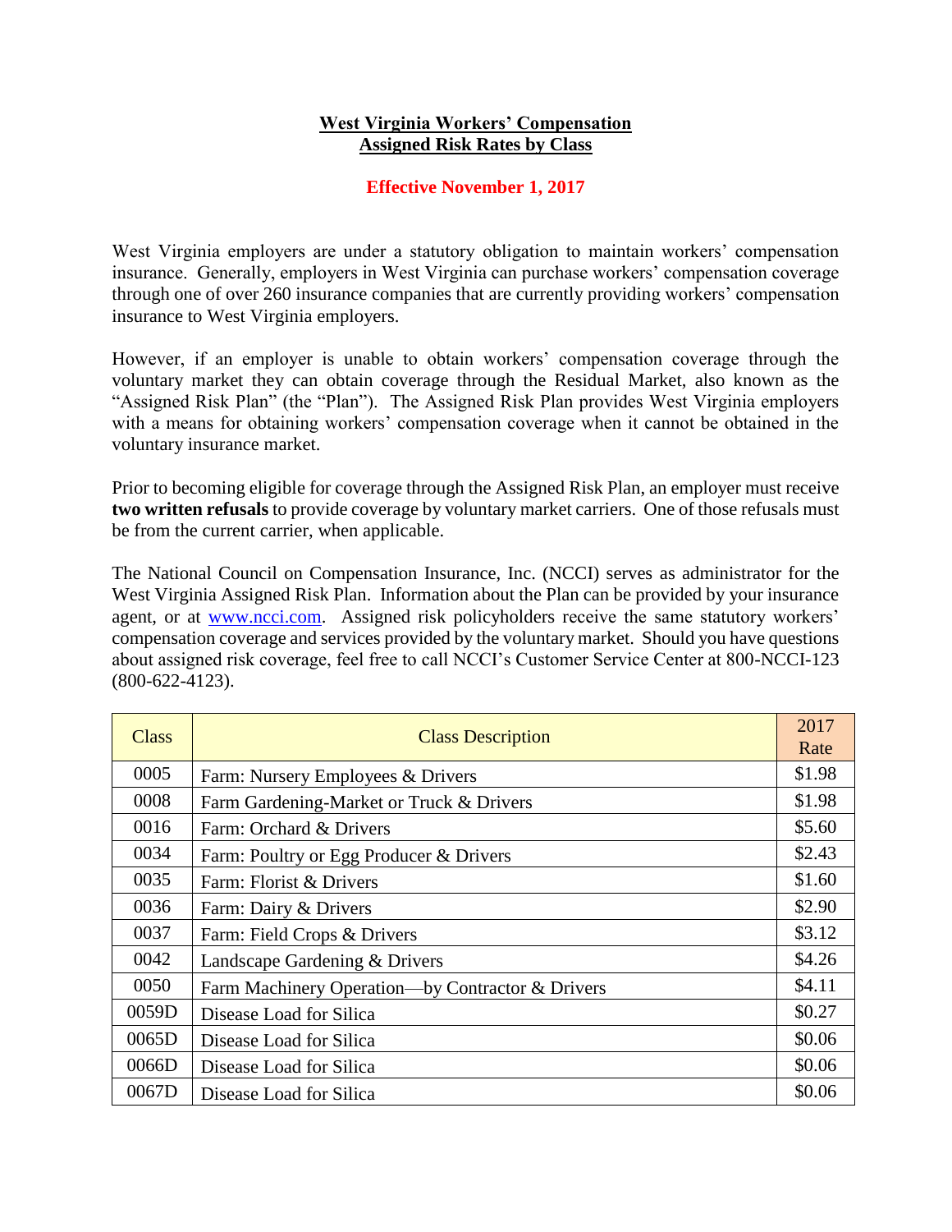# West Virginia Workers' Compensation
## Assigned Risk Rates by Class

**Effective November 1, 2017**

West Virginia employers are under a statutory obligation to maintain workers' compensation insurance. Generally, employers in West Virginia can purchase workers' compensation coverage through one of over 260 insurance companies that are currently providing workers' compensation insurance to West Virginia employers.

However, if an employer is unable to obtain workers' compensation coverage through the voluntary market they can obtain coverage through the Residual Market, also known as the "Assigned Risk Plan" (the "Plan"). The Assigned Risk Plan provides West Virginia employers with a means for obtaining workers' compensation coverage when it cannot be obtained in the voluntary insurance market.

Prior to becoming eligible for coverage through the Assigned Risk Plan, an employer must receive **two written refusals** to provide coverage by voluntary market carriers. One of those refusals must be from the current carrier, when applicable.

The National Council on Compensation Insurance, Inc. (NCCI) serves as administrator for the West Virginia Assigned Risk Plan. Information about the Plan can be provided by your insurance agent, or at www.ncci.com. Assigned risk policyholders receive the same statutory workers' compensation coverage and services provided by the voluntary market. Should you have questions about assigned risk coverage, feel free to call NCCI's Customer Service Center at 800-NCCI-123 (800-622-4123).

| Class | Class Description | 2017 Rate |
|---|---|---|
| 0005 | Farm: Nursery Employees & Drivers | $1.98 |
| 0008 | Farm Gardening-Market or Truck & Drivers | $1.98 |
| 0016 | Farm: Orchard & Drivers | $5.60 |
| 0034 | Farm: Poultry or Egg Producer & Drivers | $2.43 |
| 0035 | Farm: Florist & Drivers | $1.60 |
| 0036 | Farm: Dairy & Drivers | $2.90 |
| 0037 | Farm: Field Crops & Drivers | $3.12 |
| 0042 | Landscape Gardening & Drivers | $4.26 |
| 0050 | Farm Machinery Operation—by Contractor & Drivers | $4.11 |
| 0059D | Disease Load for Silica | $0.27 |
| 0065D | Disease Load for Silica | $0.06 |
| 0066D | Disease Load for Silica | $0.06 |
| 0067D | Disease Load for Silica | $0.06 |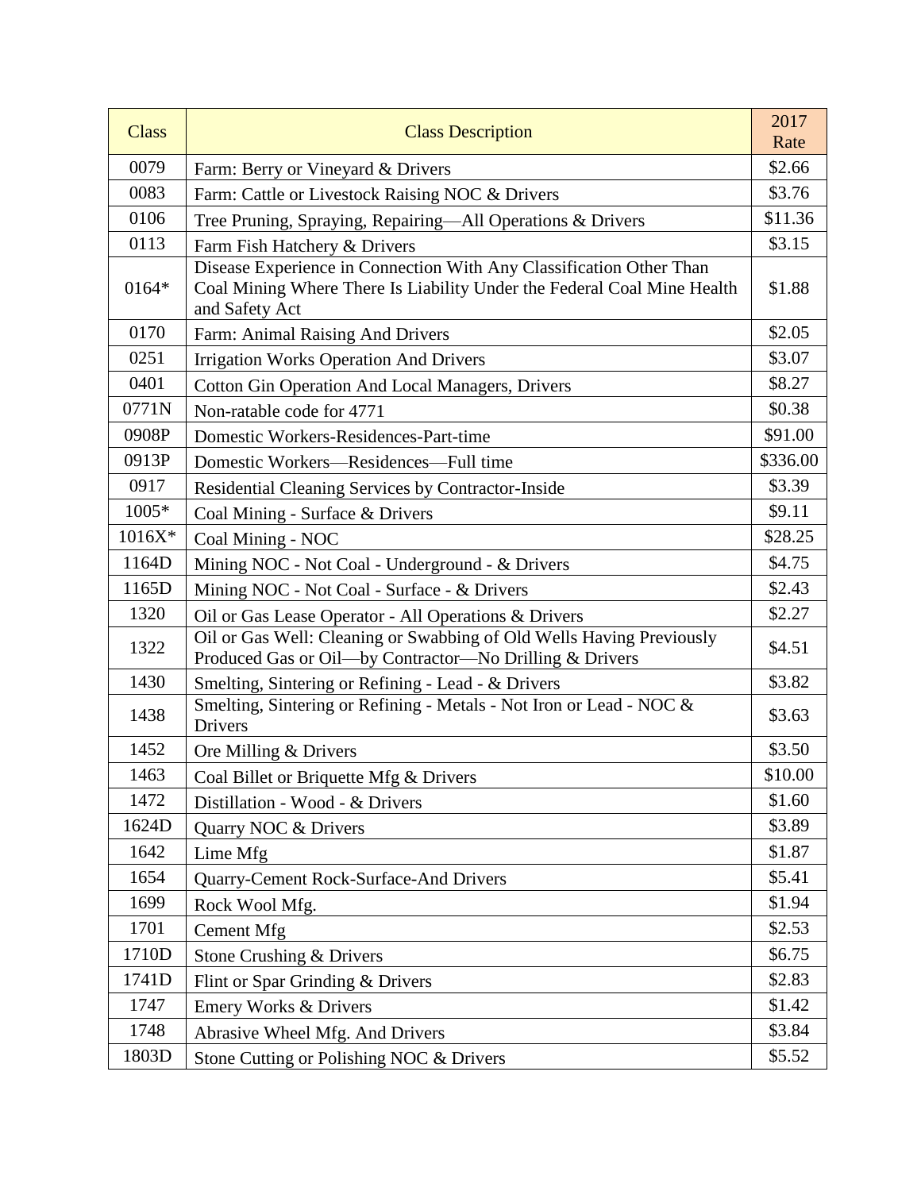| Class | Class Description | 2017 Rate |
| --- | --- | --- |
| 0079 | Farm: Berry or Vineyard & Drivers | $2.66 |
| 0083 | Farm: Cattle or Livestock Raising NOC & Drivers | $3.76 |
| 0106 | Tree Pruning, Spraying, Repairing—All Operations & Drivers | $11.36 |
| 0113 | Farm Fish Hatchery & Drivers | $3.15 |
| 0164* | Disease Experience in Connection With Any Classification Other Than Coal Mining Where There Is Liability Under the Federal Coal Mine Health and Safety Act | $1.88 |
| 0170 | Farm: Animal Raising And Drivers | $2.05 |
| 0251 | Irrigation Works Operation And Drivers | $3.07 |
| 0401 | Cotton Gin Operation And Local Managers, Drivers | $8.27 |
| 0771N | Non-ratable code for 4771 | $0.38 |
| 0908P | Domestic Workers-Residences-Part-time | $91.00 |
| 0913P | Domestic Workers—Residences—Full time | $336.00 |
| 0917 | Residential Cleaning Services by Contractor-Inside | $3.39 |
| 1005* | Coal Mining - Surface & Drivers | $9.11 |
| 1016X* | Coal Mining - NOC | $28.25 |
| 1164D | Mining NOC - Not Coal - Underground - & Drivers | $4.75 |
| 1165D | Mining NOC - Not Coal - Surface - & Drivers | $2.43 |
| 1320 | Oil or Gas Lease Operator - All Operations & Drivers | $2.27 |
| 1322 | Oil or Gas Well: Cleaning or Swabbing of Old Wells Having Previously Produced Gas or Oil—by Contractor—No Drilling & Drivers | $4.51 |
| 1430 | Smelting, Sintering or Refining - Lead - & Drivers | $3.82 |
| 1438 | Smelting, Sintering or Refining - Metals - Not Iron or Lead - NOC & Drivers | $3.63 |
| 1452 | Ore Milling & Drivers | $3.50 |
| 1463 | Coal Billet or Briquette Mfg & Drivers | $10.00 |
| 1472 | Distillation - Wood - & Drivers | $1.60 |
| 1624D | Quarry NOC & Drivers | $3.89 |
| 1642 | Lime Mfg | $1.87 |
| 1654 | Quarry-Cement Rock-Surface-And Drivers | $5.41 |
| 1699 | Rock Wool Mfg. | $1.94 |
| 1701 | Cement Mfg | $2.53 |
| 1710D | Stone Crushing & Drivers | $6.75 |
| 1741D | Flint or Spar Grinding & Drivers | $2.83 |
| 1747 | Emery Works & Drivers | $1.42 |
| 1748 | Abrasive Wheel Mfg. And Drivers | $3.84 |
| 1803D | Stone Cutting or Polishing NOC & Drivers | $5.52 |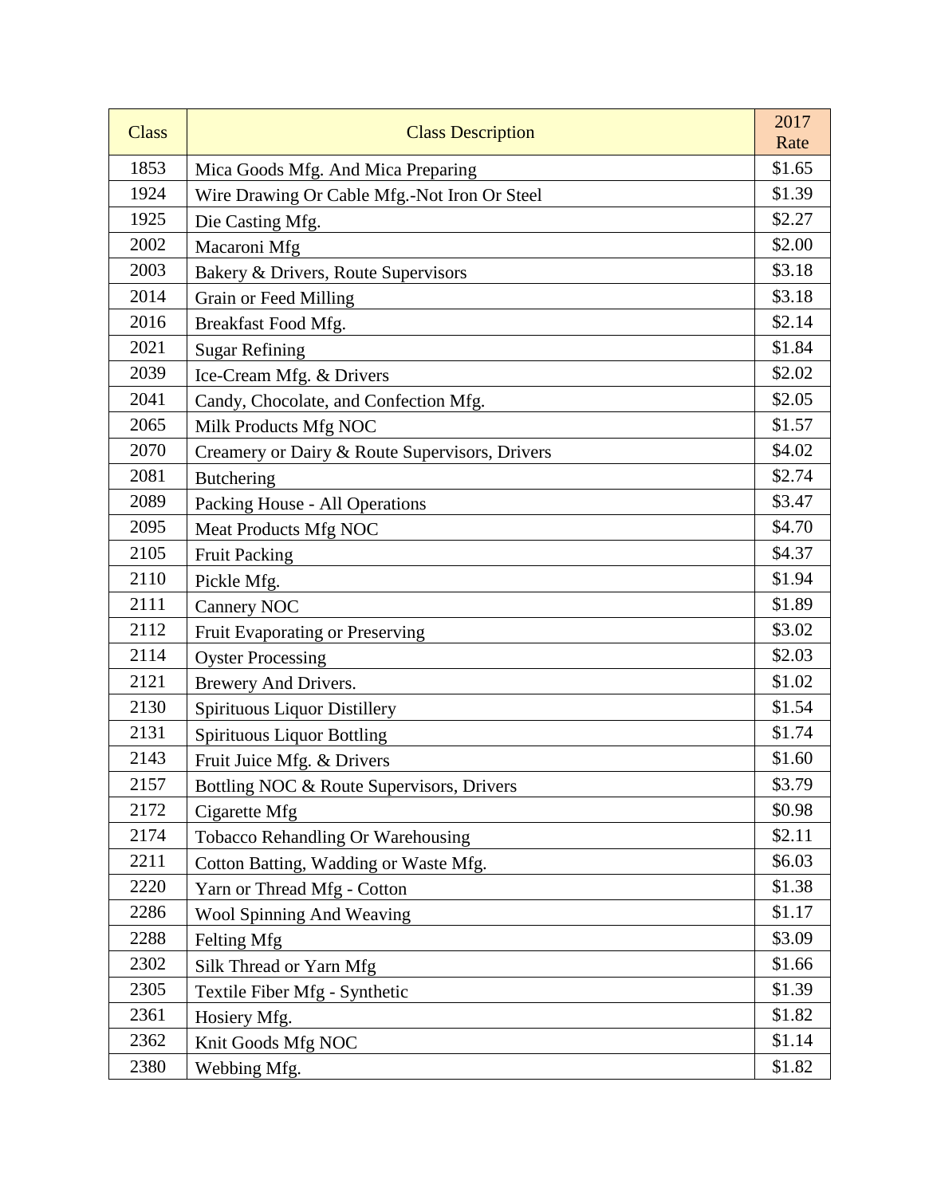| Class | Class Description | 2017 Rate |
|---|---|---|
| 1853 | Mica Goods Mfg. And Mica Preparing | $1.65 |
| 1924 | Wire Drawing Or Cable Mfg.-Not Iron Or Steel | $1.39 |
| 1925 | Die Casting Mfg. | $2.27 |
| 2002 | Macaroni Mfg | $2.00 |
| 2003 | Bakery & Drivers, Route Supervisors | $3.18 |
| 2014 | Grain or Feed Milling | $3.18 |
| 2016 | Breakfast Food Mfg. | $2.14 |
| 2021 | Sugar Refining | $1.84 |
| 2039 | Ice-Cream Mfg. & Drivers | $2.02 |
| 2041 | Candy, Chocolate, and Confection Mfg. | $2.05 |
| 2065 | Milk Products Mfg NOC | $1.57 |
| 2070 | Creamery or Dairy & Route Supervisors, Drivers | $4.02 |
| 2081 | Butchering | $2.74 |
| 2089 | Packing House - All Operations | $3.47 |
| 2095 | Meat Products Mfg NOC | $4.70 |
| 2105 | Fruit Packing | $4.37 |
| 2110 | Pickle Mfg. | $1.94 |
| 2111 | Cannery NOC | $1.89 |
| 2112 | Fruit Evaporating or Preserving | $3.02 |
| 2114 | Oyster Processing | $2.03 |
| 2121 | Brewery And Drivers. | $1.02 |
| 2130 | Spirituous Liquor Distillery | $1.54 |
| 2131 | Spirituous Liquor Bottling | $1.74 |
| 2143 | Fruit Juice Mfg. & Drivers | $1.60 |
| 2157 | Bottling NOC & Route Supervisors, Drivers | $3.79 |
| 2172 | Cigarette Mfg | $0.98 |
| 2174 | Tobacco Rehandling Or Warehousing | $2.11 |
| 2211 | Cotton Batting, Wadding or Waste Mfg. | $6.03 |
| 2220 | Yarn or Thread Mfg - Cotton | $1.38 |
| 2286 | Wool Spinning And Weaving | $1.17 |
| 2288 | Felting Mfg | $3.09 |
| 2302 | Silk Thread or Yarn Mfg | $1.66 |
| 2305 | Textile Fiber Mfg - Synthetic | $1.39 |
| 2361 | Hosiery Mfg. | $1.82 |
| 2362 | Knit Goods Mfg NOC | $1.14 |
| 2380 | Webbing Mfg. | $1.82 |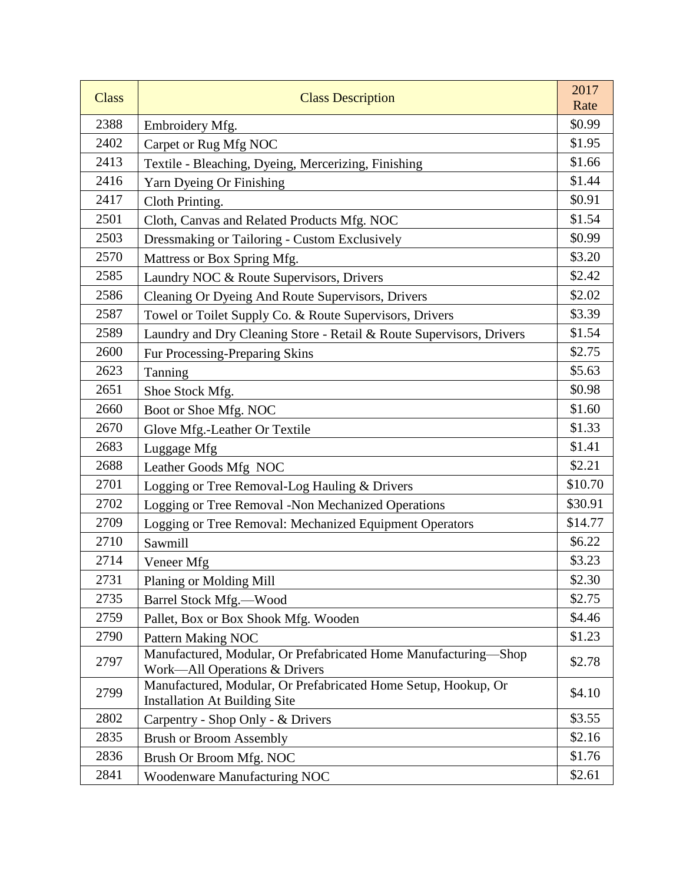| Class | Class Description | 2017 Rate |
|---|---|---|
| 2388 | Embroidery Mfg. | $0.99 |
| 2402 | Carpet or Rug Mfg NOC | $1.95 |
| 2413 | Textile - Bleaching, Dyeing, Mercerizing, Finishing | $1.66 |
| 2416 | Yarn Dyeing Or Finishing | $1.44 |
| 2417 | Cloth Printing. | $0.91 |
| 2501 | Cloth, Canvas and Related Products Mfg. NOC | $1.54 |
| 2503 | Dressmaking or Tailoring - Custom Exclusively | $0.99 |
| 2570 | Mattress or Box Spring Mfg. | $3.20 |
| 2585 | Laundry NOC & Route Supervisors, Drivers | $2.42 |
| 2586 | Cleaning Or Dyeing And Route Supervisors, Drivers | $2.02 |
| 2587 | Towel or Toilet Supply Co. & Route Supervisors, Drivers | $3.39 |
| 2589 | Laundry and Dry Cleaning Store - Retail & Route Supervisors, Drivers | $1.54 |
| 2600 | Fur Processing-Preparing Skins | $2.75 |
| 2623 | Tanning | $5.63 |
| 2651 | Shoe Stock Mfg. | $0.98 |
| 2660 | Boot or Shoe Mfg. NOC | $1.60 |
| 2670 | Glove Mfg.-Leather Or Textile | $1.33 |
| 2683 | Luggage Mfg | $1.41 |
| 2688 | Leather Goods Mfg NOC | $2.21 |
| 2701 | Logging or Tree Removal-Log Hauling & Drivers | $10.70 |
| 2702 | Logging or Tree Removal -Non Mechanized Operations | $30.91 |
| 2709 | Logging or Tree Removal: Mechanized Equipment Operators | $14.77 |
| 2710 | Sawmill | $6.22 |
| 2714 | Veneer Mfg | $3.23 |
| 2731 | Planing or Molding Mill | $2.30 |
| 2735 | Barrel Stock Mfg.—Wood | $2.75 |
| 2759 | Pallet, Box or Box Shook Mfg. Wooden | $4.46 |
| 2790 | Pattern Making NOC | $1.23 |
| 2797 | Manufactured, Modular, Or Prefabricated Home Manufacturing—Shop Work—All Operations & Drivers | $2.78 |
| 2799 | Manufactured, Modular, Or Prefabricated Home Setup, Hookup, Or Installation At Building Site | $4.10 |
| 2802 | Carpentry - Shop Only - & Drivers | $3.55 |
| 2835 | Brush or Broom Assembly | $2.16 |
| 2836 | Brush Or Broom Mfg. NOC | $1.76 |
| 2841 | Woodenware Manufacturing NOC | $2.61 |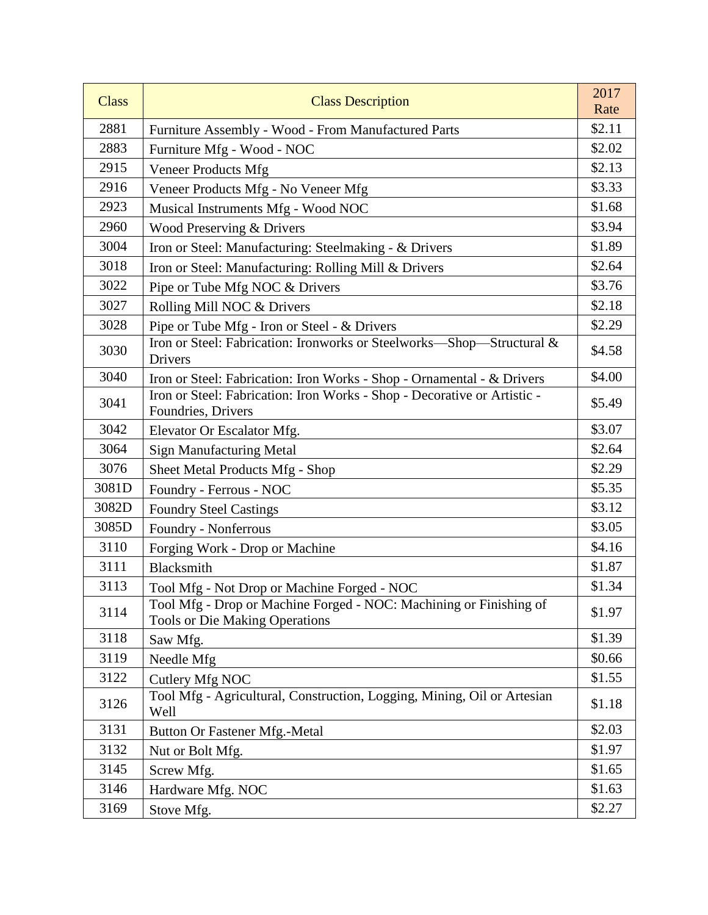| Class | Class Description | 2017 Rate |
|---|---|---|
| 2881 | Furniture Assembly - Wood - From Manufactured Parts | $2.11 |
| 2883 | Furniture Mfg - Wood - NOC | $2.02 |
| 2915 | Veneer Products Mfg | $2.13 |
| 2916 | Veneer Products Mfg - No Veneer Mfg | $3.33 |
| 2923 | Musical Instruments Mfg - Wood NOC | $1.68 |
| 2960 | Wood Preserving & Drivers | $3.94 |
| 3004 | Iron or Steel: Manufacturing: Steelmaking - & Drivers | $1.89 |
| 3018 | Iron or Steel: Manufacturing: Rolling Mill & Drivers | $2.64 |
| 3022 | Pipe or Tube Mfg NOC & Drivers | $3.76 |
| 3027 | Rolling Mill NOC & Drivers | $2.18 |
| 3028 | Pipe or Tube Mfg - Iron or Steel - & Drivers | $2.29 |
| 3030 | Iron or Steel: Fabrication: Ironworks or Steelworks—Shop—Structural & Drivers | $4.58 |
| 3040 | Iron or Steel: Fabrication: Iron Works - Shop - Ornamental - & Drivers | $4.00 |
| 3041 | Iron or Steel: Fabrication: Iron Works - Shop - Decorative or Artistic - Foundries, Drivers | $5.49 |
| 3042 | Elevator Or Escalator Mfg. | $3.07 |
| 3064 | Sign Manufacturing Metal | $2.64 |
| 3076 | Sheet Metal Products Mfg - Shop | $2.29 |
| 3081D | Foundry - Ferrous - NOC | $5.35 |
| 3082D | Foundry Steel Castings | $3.12 |
| 3085D | Foundry - Nonferrous | $3.05 |
| 3110 | Forging Work - Drop or Machine | $4.16 |
| 3111 | Blacksmith | $1.87 |
| 3113 | Tool Mfg - Not Drop or Machine Forged - NOC | $1.34 |
| 3114 | Tool Mfg - Drop or Machine Forged - NOC: Machining or Finishing of Tools or Die Making Operations | $1.97 |
| 3118 | Saw Mfg. | $1.39 |
| 3119 | Needle Mfg | $0.66 |
| 3122 | Cutlery Mfg NOC | $1.55 |
| 3126 | Tool Mfg - Agricultural, Construction, Logging, Mining, Oil or Artesian Well | $1.18 |
| 3131 | Button Or Fastener Mfg.-Metal | $2.03 |
| 3132 | Nut or Bolt Mfg. | $1.97 |
| 3145 | Screw Mfg. | $1.65 |
| 3146 | Hardware Mfg. NOC | $1.63 |
| 3169 | Stove Mfg. | $2.27 |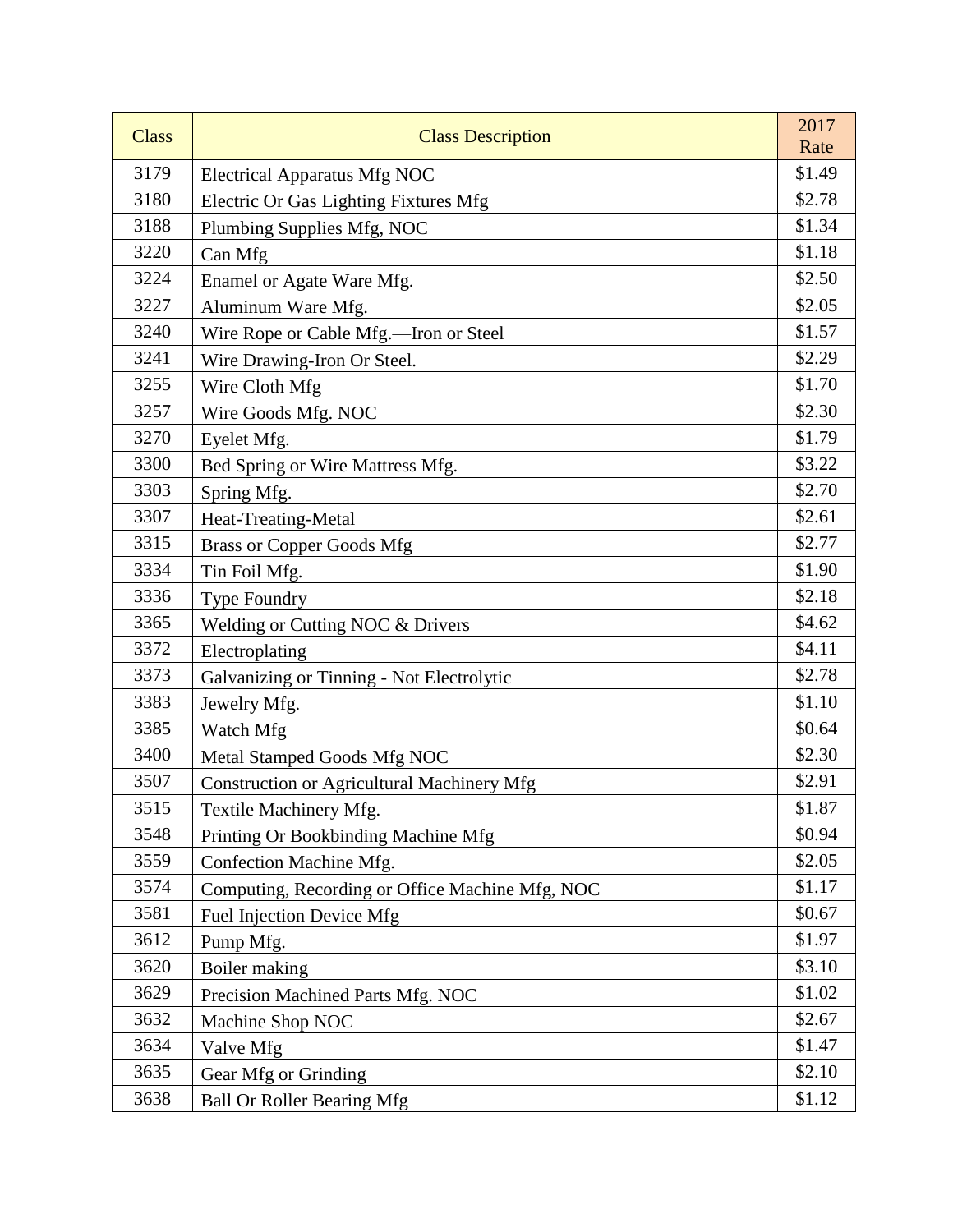| Class | Class Description | 2017 Rate |
|---|---|---|
| 3179 | Electrical Apparatus Mfg NOC | $1.49 |
| 3180 | Electric Or Gas Lighting Fixtures Mfg | $2.78 |
| 3188 | Plumbing Supplies Mfg, NOC | $1.34 |
| 3220 | Can Mfg | $1.18 |
| 3224 | Enamel or Agate Ware Mfg. | $2.50 |
| 3227 | Aluminum Ware Mfg. | $2.05 |
| 3240 | Wire Rope or Cable Mfg.—Iron or Steel | $1.57 |
| 3241 | Wire Drawing-Iron Or Steel. | $2.29 |
| 3255 | Wire Cloth Mfg | $1.70 |
| 3257 | Wire Goods Mfg. NOC | $2.30 |
| 3270 | Eyelet Mfg. | $1.79 |
| 3300 | Bed Spring or Wire Mattress Mfg. | $3.22 |
| 3303 | Spring Mfg. | $2.70 |
| 3307 | Heat-Treating-Metal | $2.61 |
| 3315 | Brass or Copper Goods Mfg | $2.77 |
| 3334 | Tin Foil Mfg. | $1.90 |
| 3336 | Type Foundry | $2.18 |
| 3365 | Welding or Cutting NOC & Drivers | $4.62 |
| 3372 | Electroplating | $4.11 |
| 3373 | Galvanizing or Tinning - Not Electrolytic | $2.78 |
| 3383 | Jewelry Mfg. | $1.10 |
| 3385 | Watch Mfg | $0.64 |
| 3400 | Metal Stamped Goods Mfg NOC | $2.30 |
| 3507 | Construction or Agricultural Machinery Mfg | $2.91 |
| 3515 | Textile Machinery Mfg. | $1.87 |
| 3548 | Printing Or Bookbinding Machine Mfg | $0.94 |
| 3559 | Confection Machine Mfg. | $2.05 |
| 3574 | Computing, Recording or Office Machine Mfg, NOC | $1.17 |
| 3581 | Fuel Injection Device Mfg | $0.67 |
| 3612 | Pump Mfg. | $1.97 |
| 3620 | Boiler making | $3.10 |
| 3629 | Precision Machined Parts Mfg. NOC | $1.02 |
| 3632 | Machine Shop NOC | $2.67 |
| 3634 | Valve Mfg | $1.47 |
| 3635 | Gear Mfg or Grinding | $2.10 |
| 3638 | Ball Or Roller Bearing Mfg | $1.12 |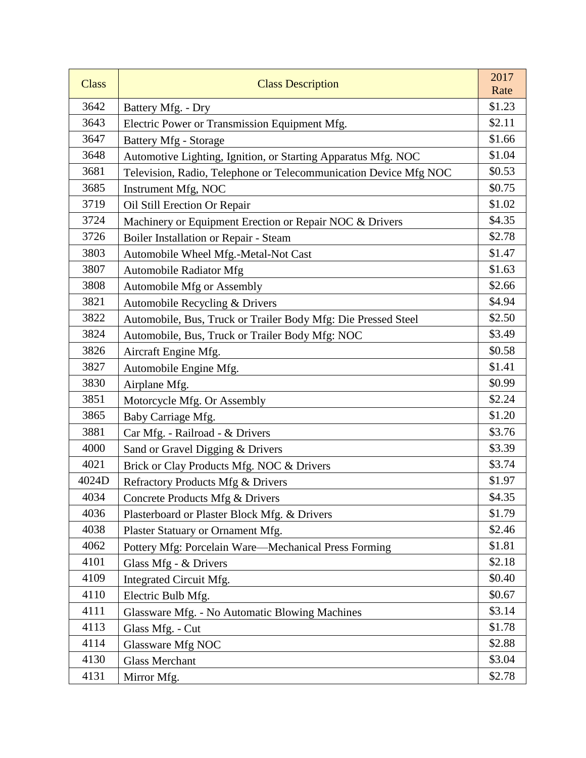| Class | Class Description | 2017 Rate |
|---|---|---|
| 3642 | Battery Mfg. - Dry | $1.23 |
| 3643 | Electric Power or Transmission Equipment Mfg. | $2.11 |
| 3647 | Battery Mfg - Storage | $1.66 |
| 3648 | Automotive Lighting, Ignition, or Starting Apparatus Mfg. NOC | $1.04 |
| 3681 | Television, Radio, Telephone or Telecommunication Device Mfg NOC | $0.53 |
| 3685 | Instrument Mfg, NOC | $0.75 |
| 3719 | Oil Still Erection Or Repair | $1.02 |
| 3724 | Machinery or Equipment Erection or Repair NOC & Drivers | $4.35 |
| 3726 | Boiler Installation or Repair - Steam | $2.78 |
| 3803 | Automobile Wheel Mfg.-Metal-Not Cast | $1.47 |
| 3807 | Automobile Radiator Mfg | $1.63 |
| 3808 | Automobile Mfg or Assembly | $2.66 |
| 3821 | Automobile Recycling & Drivers | $4.94 |
| 3822 | Automobile, Bus, Truck or Trailer Body Mfg: Die Pressed Steel | $2.50 |
| 3824 | Automobile, Bus, Truck or Trailer Body Mfg: NOC | $3.49 |
| 3826 | Aircraft Engine Mfg. | $0.58 |
| 3827 | Automobile Engine Mfg. | $1.41 |
| 3830 | Airplane Mfg. | $0.99 |
| 3851 | Motorcycle Mfg. Or Assembly | $2.24 |
| 3865 | Baby Carriage Mfg. | $1.20 |
| 3881 | Car Mfg. - Railroad - & Drivers | $3.76 |
| 4000 | Sand or Gravel Digging & Drivers | $3.39 |
| 4021 | Brick or Clay Products Mfg. NOC & Drivers | $3.74 |
| 4024D | Refractory Products Mfg & Drivers | $1.97 |
| 4034 | Concrete Products Mfg & Drivers | $4.35 |
| 4036 | Plasterboard or Plaster Block Mfg. & Drivers | $1.79 |
| 4038 | Plaster Statuary or Ornament Mfg. | $2.46 |
| 4062 | Pottery Mfg: Porcelain Ware—Mechanical Press Forming | $1.81 |
| 4101 | Glass Mfg - & Drivers | $2.18 |
| 4109 | Integrated Circuit Mfg. | $0.40 |
| 4110 | Electric Bulb Mfg. | $0.67 |
| 4111 | Glassware Mfg. - No Automatic Blowing Machines | $3.14 |
| 4113 | Glass Mfg. - Cut | $1.78 |
| 4114 | Glassware Mfg NOC | $2.88 |
| 4130 | Glass Merchant | $3.04 |
| 4131 | Mirror Mfg. | $2.78 |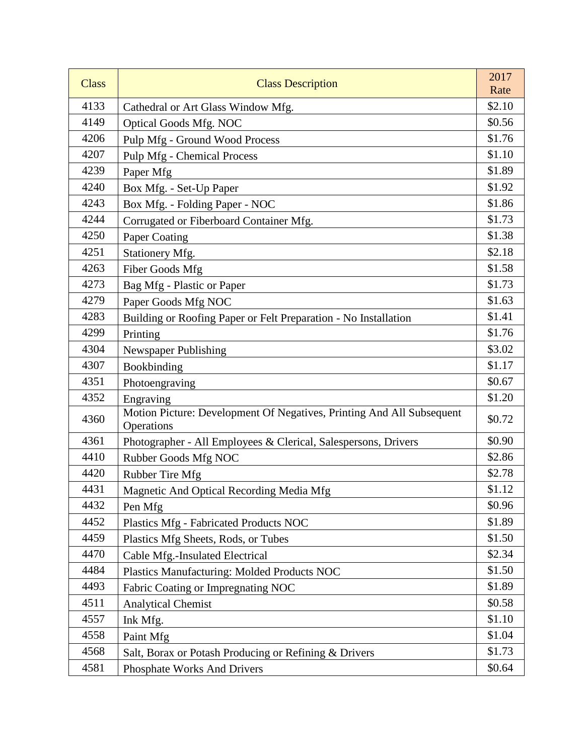| Class | Class Description | 2017 Rate |
|---|---|---|
| 4133 | Cathedral or Art Glass Window Mfg. | $2.10 |
| 4149 | Optical Goods Mfg. NOC | $0.56 |
| 4206 | Pulp Mfg - Ground Wood Process | $1.76 |
| 4207 | Pulp Mfg - Chemical Process | $1.10 |
| 4239 | Paper Mfg | $1.89 |
| 4240 | Box Mfg. - Set-Up Paper | $1.92 |
| 4243 | Box Mfg. - Folding Paper - NOC | $1.86 |
| 4244 | Corrugated or Fiberboard Container Mfg. | $1.73 |
| 4250 | Paper Coating | $1.38 |
| 4251 | Stationery Mfg. | $2.18 |
| 4263 | Fiber Goods Mfg | $1.58 |
| 4273 | Bag Mfg - Plastic or Paper | $1.73 |
| 4279 | Paper Goods Mfg NOC | $1.63 |
| 4283 | Building or Roofing Paper or Felt Preparation - No Installation | $1.41 |
| 4299 | Printing | $1.76 |
| 4304 | Newspaper Publishing | $3.02 |
| 4307 | Bookbinding | $1.17 |
| 4351 | Photoengraving | $0.67 |
| 4352 | Engraving | $1.20 |
| 4360 | Motion Picture: Development Of Negatives, Printing And All Subsequent Operations | $0.72 |
| 4361 | Photographer - All Employees & Clerical, Salespersons, Drivers | $0.90 |
| 4410 | Rubber Goods Mfg NOC | $2.86 |
| 4420 | Rubber Tire Mfg | $2.78 |
| 4431 | Magnetic And Optical Recording Media Mfg | $1.12 |
| 4432 | Pen Mfg | $0.96 |
| 4452 | Plastics Mfg - Fabricated Products NOC | $1.89 |
| 4459 | Plastics Mfg Sheets, Rods, or Tubes | $1.50 |
| 4470 | Cable Mfg.-Insulated Electrical | $2.34 |
| 4484 | Plastics Manufacturing: Molded Products NOC | $1.50 |
| 4493 | Fabric Coating or Impregnating NOC | $1.89 |
| 4511 | Analytical Chemist | $0.58 |
| 4557 | Ink Mfg. | $1.10 |
| 4558 | Paint Mfg | $1.04 |
| 4568 | Salt, Borax or Potash Producing or Refining & Drivers | $1.73 |
| 4581 | Phosphate Works And Drivers | $0.64 |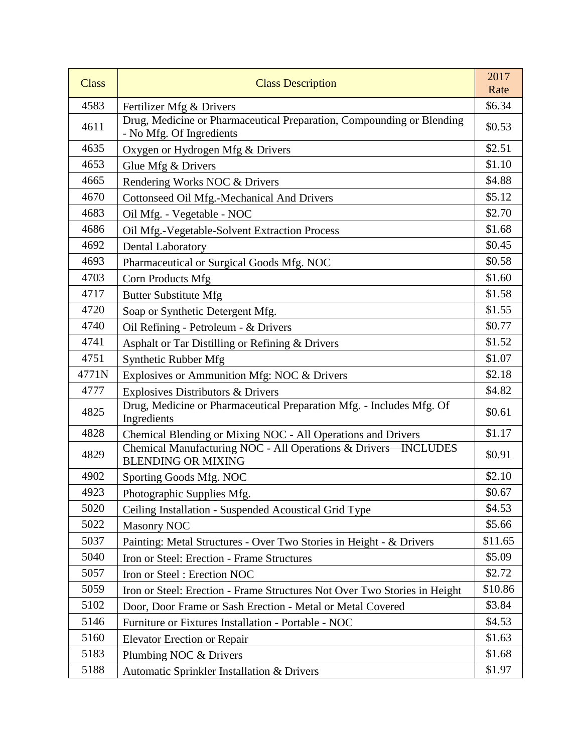| Class | Class Description | 2017 Rate |
| --- | --- | --- |
| 4583 | Fertilizer Mfg & Drivers | $6.34 |
| 4611 | Drug, Medicine or Pharmaceutical Preparation, Compounding or Blending - No Mfg. Of Ingredients | $0.53 |
| 4635 | Oxygen or Hydrogen Mfg & Drivers | $2.51 |
| 4653 | Glue Mfg & Drivers | $1.10 |
| 4665 | Rendering Works NOC & Drivers | $4.88 |
| 4670 | Cottonseed Oil Mfg.-Mechanical And Drivers | $5.12 |
| 4683 | Oil Mfg. - Vegetable - NOC | $2.70 |
| 4686 | Oil Mfg.-Vegetable-Solvent Extraction Process | $1.68 |
| 4692 | Dental Laboratory | $0.45 |
| 4693 | Pharmaceutical or Surgical Goods Mfg. NOC | $0.58 |
| 4703 | Corn Products Mfg | $1.60 |
| 4717 | Butter Substitute Mfg | $1.58 |
| 4720 | Soap or Synthetic Detergent Mfg. | $1.55 |
| 4740 | Oil Refining - Petroleum - & Drivers | $0.77 |
| 4741 | Asphalt or Tar Distilling or Refining & Drivers | $1.52 |
| 4751 | Synthetic Rubber Mfg | $1.07 |
| 4771N | Explosives or Ammunition Mfg: NOC & Drivers | $2.18 |
| 4777 | Explosives Distributors & Drivers | $4.82 |
| 4825 | Drug, Medicine or Pharmaceutical Preparation Mfg. - Includes Mfg. Of Ingredients | $0.61 |
| 4828 | Chemical Blending or Mixing NOC - All Operations and Drivers | $1.17 |
| 4829 | Chemical Manufacturing NOC - All Operations & Drivers—INCLUDES BLENDING OR MIXING | $0.91 |
| 4902 | Sporting Goods Mfg. NOC | $2.10 |
| 4923 | Photographic Supplies Mfg. | $0.67 |
| 5020 | Ceiling Installation - Suspended Acoustical Grid Type | $4.53 |
| 5022 | Masonry NOC | $5.66 |
| 5037 | Painting: Metal Structures - Over Two Stories in Height - & Drivers | $11.65 |
| 5040 | Iron or Steel: Erection - Frame Structures | $5.09 |
| 5057 | Iron or Steel : Erection NOC | $2.72 |
| 5059 | Iron or Steel: Erection - Frame Structures Not Over Two Stories in Height | $10.86 |
| 5102 | Door, Door Frame or Sash Erection - Metal or Metal Covered | $3.84 |
| 5146 | Furniture or Fixtures Installation - Portable - NOC | $4.53 |
| 5160 | Elevator Erection or Repair | $1.63 |
| 5183 | Plumbing NOC & Drivers | $1.68 |
| 5188 | Automatic Sprinkler Installation & Drivers | $1.97 |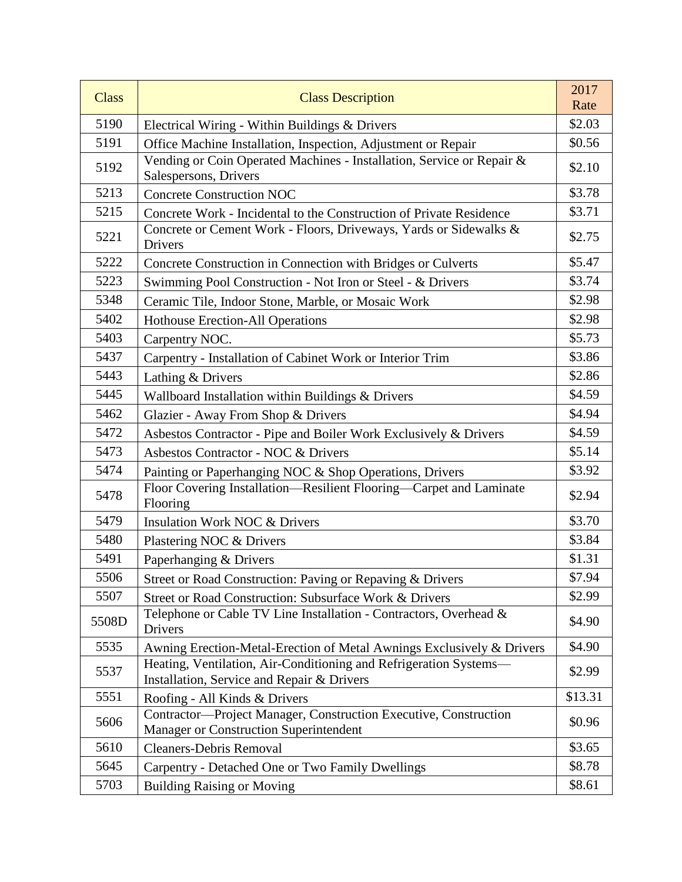| Class | Class Description | 2017 Rate |
| --- | --- | --- |
| 5190 | Electrical Wiring - Within Buildings & Drivers | $2.03 |
| 5191 | Office Machine Installation, Inspection, Adjustment or Repair | $0.56 |
| 5192 | Vending or Coin Operated Machines - Installation, Service or Repair & Salespersons, Drivers | $2.10 |
| 5213 | Concrete Construction NOC | $3.78 |
| 5215 | Concrete Work - Incidental to the Construction of Private Residence | $3.71 |
| 5221 | Concrete or Cement Work - Floors, Driveways, Yards or Sidewalks & Drivers | $2.75 |
| 5222 | Concrete Construction in Connection with Bridges or Culverts | $5.47 |
| 5223 | Swimming Pool Construction - Not Iron or Steel - & Drivers | $3.74 |
| 5348 | Ceramic Tile, Indoor Stone, Marble, or Mosaic Work | $2.98 |
| 5402 | Hothouse Erection-All Operations | $2.98 |
| 5403 | Carpentry NOC. | $5.73 |
| 5437 | Carpentry - Installation of Cabinet Work or Interior Trim | $3.86 |
| 5443 | Lathing & Drivers | $2.86 |
| 5445 | Wallboard Installation within Buildings & Drivers | $4.59 |
| 5462 | Glazier - Away From Shop & Drivers | $4.94 |
| 5472 | Asbestos Contractor - Pipe and Boiler Work Exclusively & Drivers | $4.59 |
| 5473 | Asbestos Contractor - NOC & Drivers | $5.14 |
| 5474 | Painting or Paperhanging NOC & Shop Operations, Drivers | $3.92 |
| 5478 | Floor Covering Installation—Resilient Flooring—Carpet and Laminate Flooring | $2.94 |
| 5479 | Insulation Work NOC & Drivers | $3.70 |
| 5480 | Plastering NOC & Drivers | $3.84 |
| 5491 | Paperhanging & Drivers | $1.31 |
| 5506 | Street or Road Construction: Paving or Repaving & Drivers | $7.94 |
| 5507 | Street or Road Construction: Subsurface Work & Drivers | $2.99 |
| 5508D | Telephone or Cable TV Line Installation - Contractors, Overhead & Drivers | $4.90 |
| 5535 | Awning Erection-Metal-Erection of Metal Awnings Exclusively & Drivers | $4.90 |
| 5537 | Heating, Ventilation, Air-Conditioning and Refrigeration Systems—Installation, Service and Repair & Drivers | $2.99 |
| 5551 | Roofing - All Kinds & Drivers | $13.31 |
| 5606 | Contractor—Project Manager, Construction Executive, Construction Manager or Construction Superintendent | $0.96 |
| 5610 | Cleaners-Debris Removal | $3.65 |
| 5645 | Carpentry - Detached One or Two Family Dwellings | $8.78 |
| 5703 | Building Raising or Moving | $8.61 |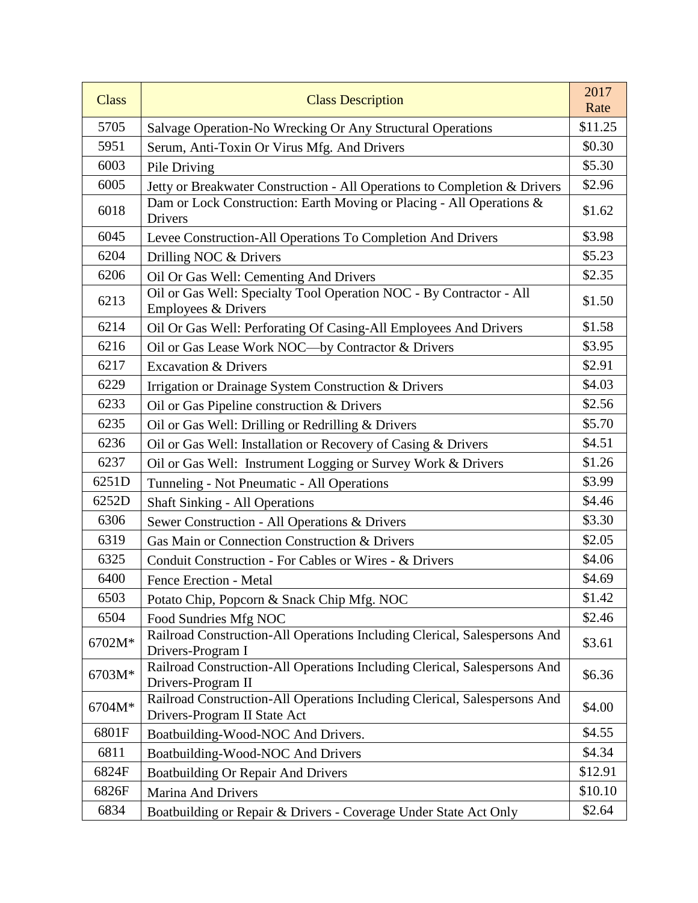| Class | Class Description | 2017 Rate |
|---|---|---|
| 5705 | Salvage Operation-No Wrecking Or Any Structural Operations | $11.25 |
| 5951 | Serum, Anti-Toxin Or Virus Mfg. And Drivers | $0.30 |
| 6003 | Pile Driving | $5.30 |
| 6005 | Jetty or Breakwater Construction - All Operations to Completion & Drivers | $2.96 |
| 6018 | Dam or Lock Construction: Earth Moving or Placing - All Operations & Drivers | $1.62 |
| 6045 | Levee Construction-All Operations To Completion And Drivers | $3.98 |
| 6204 | Drilling NOC & Drivers | $5.23 |
| 6206 | Oil Or Gas Well: Cementing And Drivers | $2.35 |
| 6213 | Oil or Gas Well: Specialty Tool Operation NOC - By Contractor - All Employees & Drivers | $1.50 |
| 6214 | Oil Or Gas Well: Perforating Of Casing-All Employees And Drivers | $1.58 |
| 6216 | Oil or Gas Lease Work NOC—by Contractor & Drivers | $3.95 |
| 6217 | Excavation & Drivers | $2.91 |
| 6229 | Irrigation or Drainage System Construction & Drivers | $4.03 |
| 6233 | Oil or Gas Pipeline construction & Drivers | $2.56 |
| 6235 | Oil or Gas Well: Drilling or Redrilling & Drivers | $5.70 |
| 6236 | Oil or Gas Well: Installation or Recovery of Casing & Drivers | $4.51 |
| 6237 | Oil or Gas Well: Instrument Logging or Survey Work & Drivers | $1.26 |
| 6251D | Tunneling - Not Pneumatic - All Operations | $3.99 |
| 6252D | Shaft Sinking - All Operations | $4.46 |
| 6306 | Sewer Construction - All Operations & Drivers | $3.30 |
| 6319 | Gas Main or Connection Construction & Drivers | $2.05 |
| 6325 | Conduit Construction - For Cables or Wires - & Drivers | $4.06 |
| 6400 | Fence Erection - Metal | $4.69 |
| 6503 | Potato Chip, Popcorn & Snack Chip Mfg. NOC | $1.42 |
| 6504 | Food Sundries Mfg NOC | $2.46 |
| 6702M* | Railroad Construction-All Operations Including Clerical, Salespersons And Drivers-Program I | $3.61 |
| 6703M* | Railroad Construction-All Operations Including Clerical, Salespersons And Drivers-Program II | $6.36 |
| 6704M* | Railroad Construction-All Operations Including Clerical, Salespersons And Drivers-Program II State Act | $4.00 |
| 6801F | Boatbuilding-Wood-NOC And Drivers. | $4.55 |
| 6811 | Boatbuilding-Wood-NOC And Drivers | $4.34 |
| 6824F | Boatbuilding Or Repair And Drivers | $12.91 |
| 6826F | Marina And Drivers | $10.10 |
| 6834 | Boatbuilding or Repair & Drivers - Coverage Under State Act Only | $2.64 |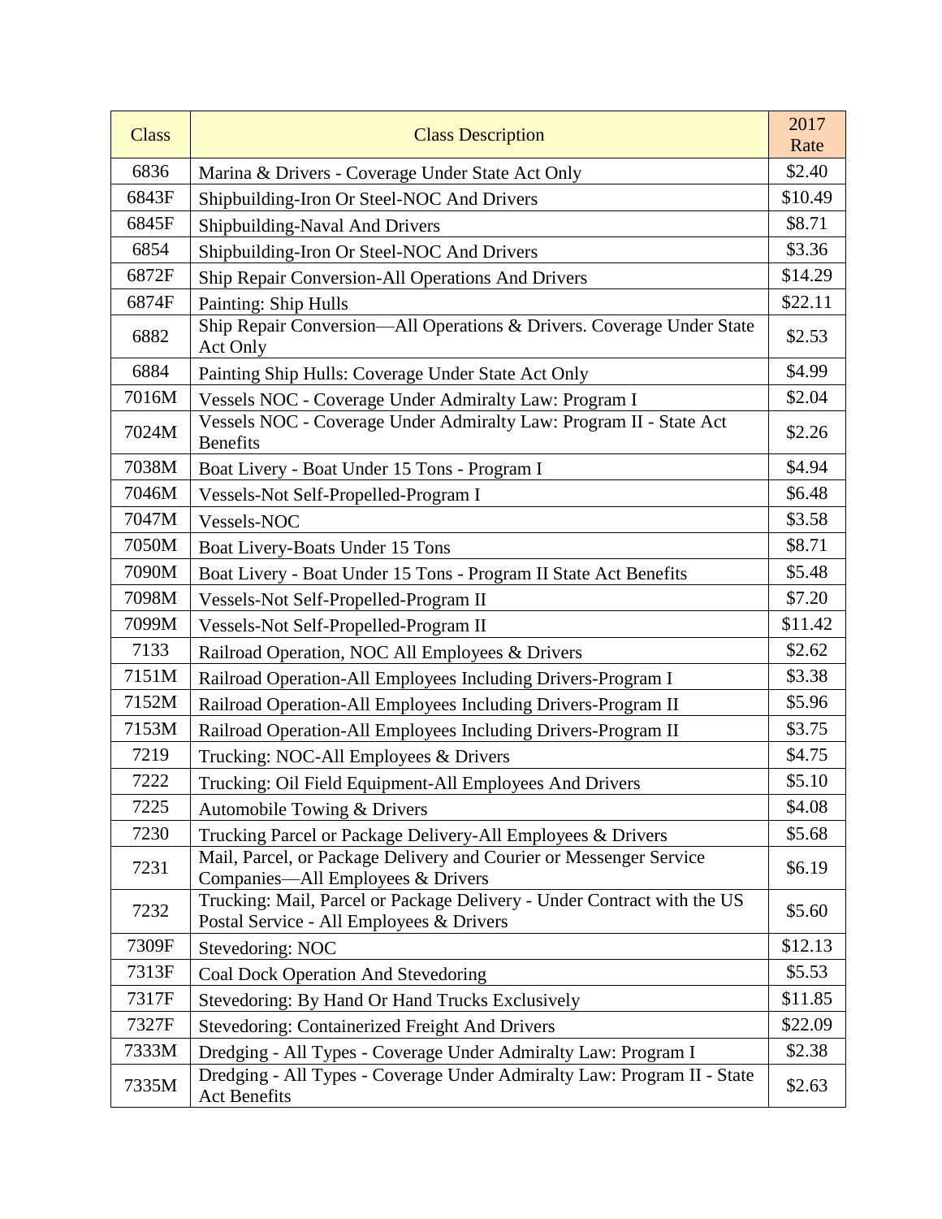| Class | Class Description | 2017 Rate |
|---|---|---|
| 6836 | Marina & Drivers - Coverage Under State Act Only | $2.40 |
| 6843F | Shipbuilding-Iron Or Steel-NOC And Drivers | $10.49 |
| 6845F | Shipbuilding-Naval And Drivers | $8.71 |
| 6854 | Shipbuilding-Iron Or Steel-NOC And Drivers | $3.36 |
| 6872F | Ship Repair Conversion-All Operations And Drivers | $14.29 |
| 6874F | Painting: Ship Hulls | $22.11 |
| 6882 | Ship Repair Conversion—All Operations & Drivers. Coverage Under State Act Only | $2.53 |
| 6884 | Painting Ship Hulls: Coverage Under State Act Only | $4.99 |
| 7016M | Vessels NOC - Coverage Under Admiralty Law: Program I | $2.04 |
| 7024M | Vessels NOC - Coverage Under Admiralty Law: Program II - State Act Benefits | $2.26 |
| 7038M | Boat Livery - Boat Under 15 Tons - Program I | $4.94 |
| 7046M | Vessels-Not Self-Propelled-Program I | $6.48 |
| 7047M | Vessels-NOC | $3.58 |
| 7050M | Boat Livery-Boats Under 15 Tons | $8.71 |
| 7090M | Boat Livery - Boat Under 15 Tons - Program II State Act Benefits | $5.48 |
| 7098M | Vessels-Not Self-Propelled-Program II | $7.20 |
| 7099M | Vessels-Not Self-Propelled-Program II | $11.42 |
| 7133 | Railroad Operation, NOC All Employees & Drivers | $2.62 |
| 7151M | Railroad Operation-All Employees Including Drivers-Program I | $3.38 |
| 7152M | Railroad Operation-All Employees Including Drivers-Program II | $5.96 |
| 7153M | Railroad Operation-All Employees Including Drivers-Program II | $3.75 |
| 7219 | Trucking: NOC-All Employees & Drivers | $4.75 |
| 7222 | Trucking: Oil Field Equipment-All Employees And Drivers | $5.10 |
| 7225 | Automobile Towing & Drivers | $4.08 |
| 7230 | Trucking Parcel or Package Delivery-All Employees & Drivers | $5.68 |
| 7231 | Mail, Parcel, or Package Delivery and Courier or Messenger Service Companies—All Employees & Drivers | $6.19 |
| 7232 | Trucking: Mail, Parcel or Package Delivery - Under Contract with the US Postal Service - All Employees & Drivers | $5.60 |
| 7309F | Stevedoring: NOC | $12.13 |
| 7313F | Coal Dock Operation And Stevedoring | $5.53 |
| 7317F | Stevedoring: By Hand Or Hand Trucks Exclusively | $11.85 |
| 7327F | Stevedoring: Containerized Freight And Drivers | $22.09 |
| 7333M | Dredging - All Types - Coverage Under Admiralty Law: Program I | $2.38 |
| 7335M | Dredging - All Types - Coverage Under Admiralty Law: Program II - State Act Benefits | $2.63 |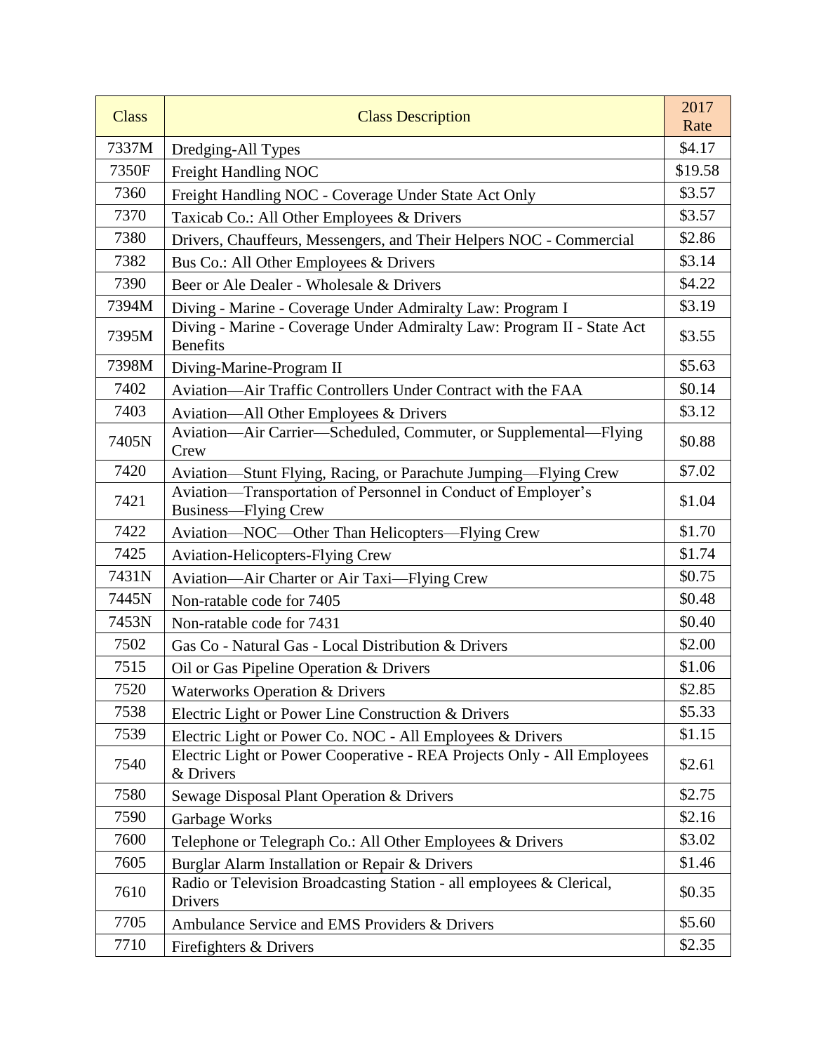| Class | Class Description | 2017 Rate |
|---|---|---|
| 7337M | Dredging-All Types | $4.17 |
| 7350F | Freight Handling NOC | $19.58 |
| 7360 | Freight Handling NOC - Coverage Under State Act Only | $3.57 |
| 7370 | Taxicab Co.: All Other Employees & Drivers | $3.57 |
| 7380 | Drivers, Chauffeurs, Messengers, and Their Helpers NOC - Commercial | $2.86 |
| 7382 | Bus Co.: All Other Employees & Drivers | $3.14 |
| 7390 | Beer or Ale Dealer - Wholesale & Drivers | $4.22 |
| 7394M | Diving - Marine - Coverage Under Admiralty Law: Program I | $3.19 |
| 7395M | Diving - Marine - Coverage Under Admiralty Law: Program II - State Act Benefits | $3.55 |
| 7398M | Diving-Marine-Program II | $5.63 |
| 7402 | Aviation—Air Traffic Controllers Under Contract with the FAA | $0.14 |
| 7403 | Aviation—All Other Employees & Drivers | $3.12 |
| 7405N | Aviation—Air Carrier—Scheduled, Commuter, or Supplemental—Flying Crew | $0.88 |
| 7420 | Aviation—Stunt Flying, Racing, or Parachute Jumping—Flying Crew | $7.02 |
| 7421 | Aviation—Transportation of Personnel in Conduct of Employer's Business—Flying Crew | $1.04 |
| 7422 | Aviation—NOC—Other Than Helicopters—Flying Crew | $1.70 |
| 7425 | Aviation-Helicopters-Flying Crew | $1.74 |
| 7431N | Aviation—Air Charter or Air Taxi—Flying Crew | $0.75 |
| 7445N | Non-ratable code for 7405 | $0.48 |
| 7453N | Non-ratable code for 7431 | $0.40 |
| 7502 | Gas Co - Natural Gas - Local Distribution & Drivers | $2.00 |
| 7515 | Oil or Gas Pipeline Operation & Drivers | $1.06 |
| 7520 | Waterworks Operation & Drivers | $2.85 |
| 7538 | Electric Light or Power Line Construction & Drivers | $5.33 |
| 7539 | Electric Light or Power Co. NOC - All Employees & Drivers | $1.15 |
| 7540 | Electric Light or Power Cooperative - REA Projects Only - All Employees & Drivers | $2.61 |
| 7580 | Sewage Disposal Plant Operation & Drivers | $2.75 |
| 7590 | Garbage Works | $2.16 |
| 7600 | Telephone or Telegraph Co.: All Other Employees & Drivers | $3.02 |
| 7605 | Burglar Alarm Installation or Repair & Drivers | $1.46 |
| 7610 | Radio or Television Broadcasting Station - all employees & Clerical, Drivers | $0.35 |
| 7705 | Ambulance Service and EMS Providers & Drivers | $5.60 |
| 7710 | Firefighters & Drivers | $2.35 |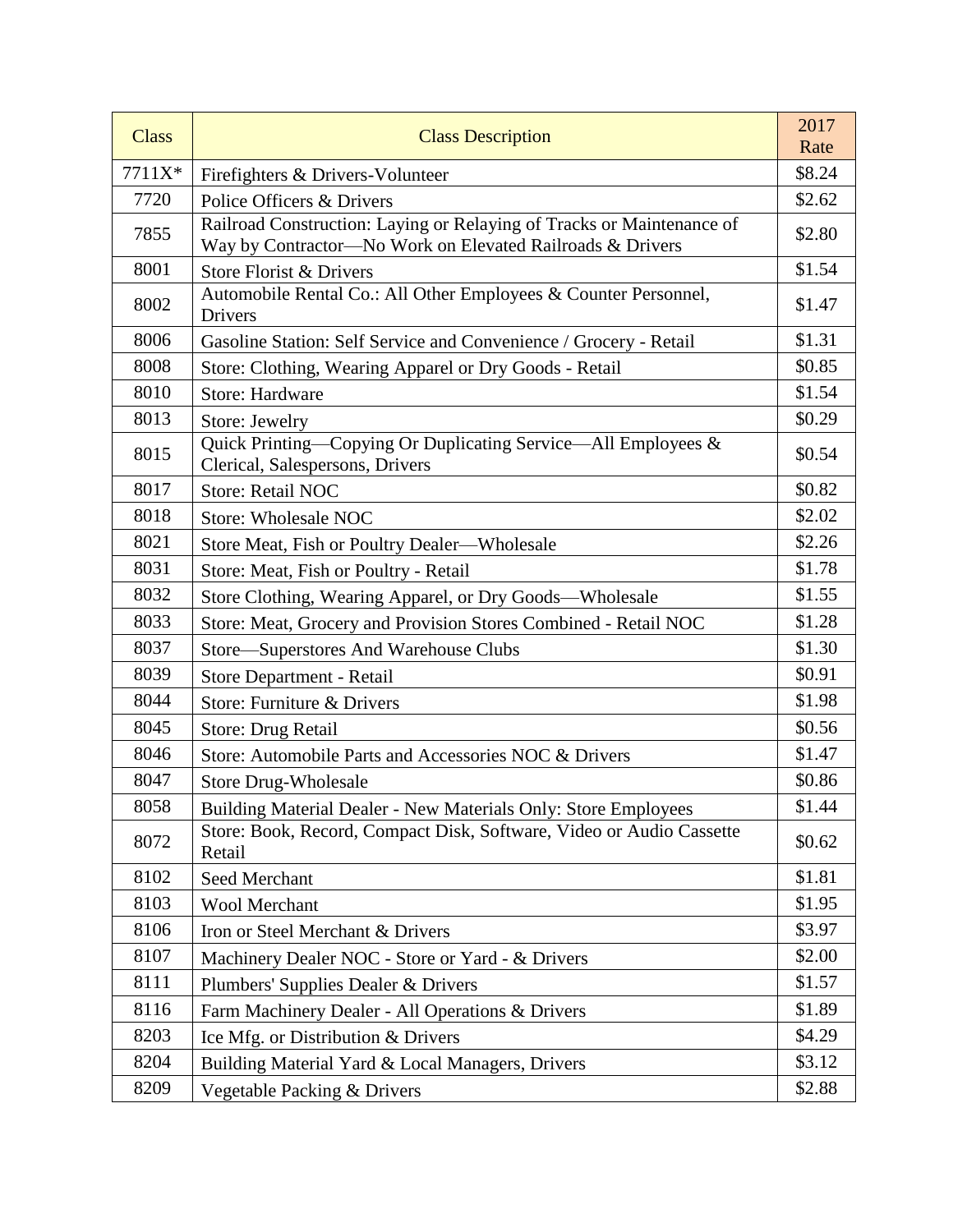| Class | Class Description | 2017 Rate |
|---|---|---|
| 7711X* | Firefighters & Drivers-Volunteer | $8.24 |
| 7720 | Police Officers & Drivers | $2.62 |
| 7855 | Railroad Construction: Laying or Relaying of Tracks or Maintenance of Way by Contractor—No Work on Elevated Railroads & Drivers | $2.80 |
| 8001 | Store Florist & Drivers | $1.54 |
| 8002 | Automobile Rental Co.: All Other Employees & Counter Personnel, Drivers | $1.47 |
| 8006 | Gasoline Station: Self Service and Convenience / Grocery - Retail | $1.31 |
| 8008 | Store: Clothing, Wearing Apparel or Dry Goods - Retail | $0.85 |
| 8010 | Store: Hardware | $1.54 |
| 8013 | Store: Jewelry | $0.29 |
| 8015 | Quick Printing—Copying Or Duplicating Service—All Employees & Clerical, Salespersons, Drivers | $0.54 |
| 8017 | Store: Retail NOC | $0.82 |
| 8018 | Store: Wholesale NOC | $2.02 |
| 8021 | Store Meat, Fish or Poultry Dealer—Wholesale | $2.26 |
| 8031 | Store: Meat, Fish or Poultry - Retail | $1.78 |
| 8032 | Store Clothing, Wearing Apparel, or Dry Goods—Wholesale | $1.55 |
| 8033 | Store: Meat, Grocery and Provision Stores Combined - Retail NOC | $1.28 |
| 8037 | Store—Superstores And Warehouse Clubs | $1.30 |
| 8039 | Store Department - Retail | $0.91 |
| 8044 | Store: Furniture & Drivers | $1.98 |
| 8045 | Store: Drug Retail | $0.56 |
| 8046 | Store: Automobile Parts and Accessories NOC & Drivers | $1.47 |
| 8047 | Store Drug-Wholesale | $0.86 |
| 8058 | Building Material Dealer - New Materials Only: Store Employees | $1.44 |
| 8072 | Store: Book, Record, Compact Disk, Software, Video or Audio Cassette Retail | $0.62 |
| 8102 | Seed Merchant | $1.81 |
| 8103 | Wool Merchant | $1.95 |
| 8106 | Iron or Steel Merchant & Drivers | $3.97 |
| 8107 | Machinery Dealer NOC - Store or Yard - & Drivers | $2.00 |
| 8111 | Plumbers' Supplies Dealer & Drivers | $1.57 |
| 8116 | Farm Machinery Dealer - All Operations & Drivers | $1.89 |
| 8203 | Ice Mfg. or Distribution & Drivers | $4.29 |
| 8204 | Building Material Yard & Local Managers, Drivers | $3.12 |
| 8209 | Vegetable Packing & Drivers | $2.88 |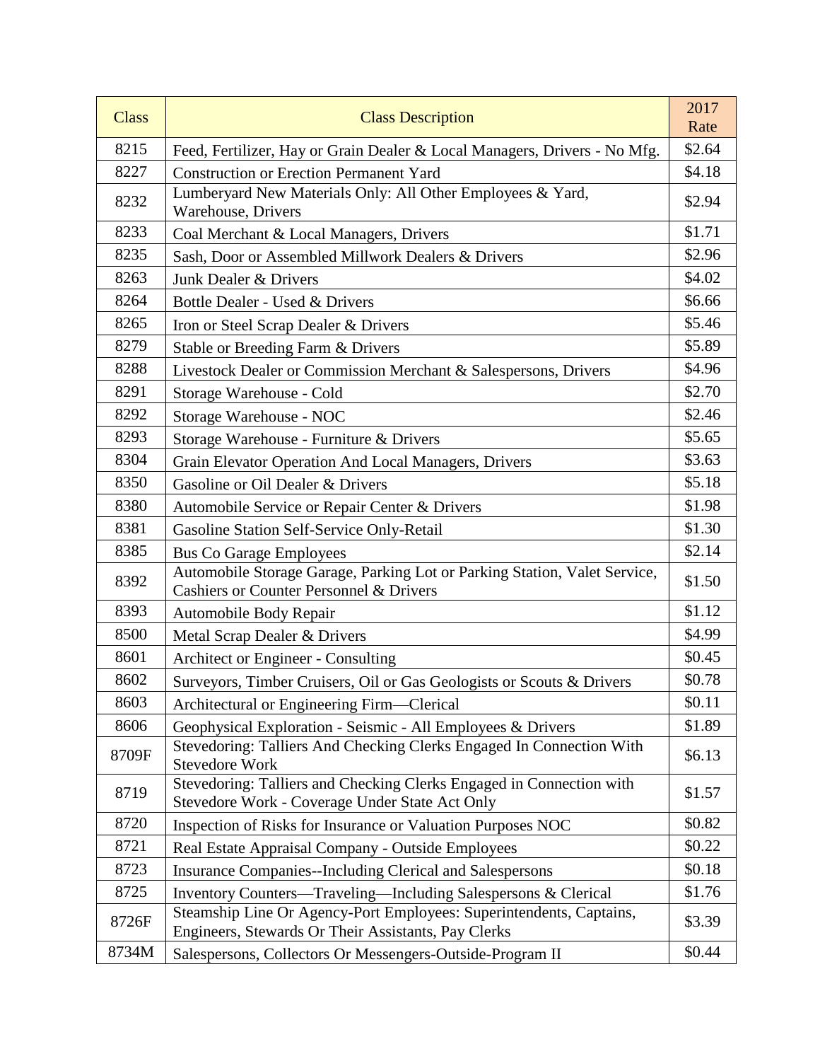| Class | Class Description | 2017 Rate |
|---|---|---|
| 8215 | Feed, Fertilizer, Hay or Grain Dealer & Local Managers, Drivers - No Mfg. | $2.64 |
| 8227 | Construction or Erection Permanent Yard | $4.18 |
| 8232 | Lumberyard New Materials Only: All Other Employees & Yard, Warehouse, Drivers | $2.94 |
| 8233 | Coal Merchant & Local Managers, Drivers | $1.71 |
| 8235 | Sash, Door or Assembled Millwork Dealers & Drivers | $2.96 |
| 8263 | Junk Dealer & Drivers | $4.02 |
| 8264 | Bottle Dealer - Used & Drivers | $6.66 |
| 8265 | Iron or Steel Scrap Dealer & Drivers | $5.46 |
| 8279 | Stable or Breeding Farm & Drivers | $5.89 |
| 8288 | Livestock Dealer or Commission Merchant & Salespersons, Drivers | $4.96 |
| 8291 | Storage Warehouse - Cold | $2.70 |
| 8292 | Storage Warehouse - NOC | $2.46 |
| 8293 | Storage Warehouse - Furniture & Drivers | $5.65 |
| 8304 | Grain Elevator Operation And Local Managers, Drivers | $3.63 |
| 8350 | Gasoline or Oil Dealer & Drivers | $5.18 |
| 8380 | Automobile Service or Repair Center & Drivers | $1.98 |
| 8381 | Gasoline Station Self-Service Only-Retail | $1.30 |
| 8385 | Bus Co Garage Employees | $2.14 |
| 8392 | Automobile Storage Garage, Parking Lot or Parking Station, Valet Service, Cashiers or Counter Personnel & Drivers | $1.50 |
| 8393 | Automobile Body Repair | $1.12 |
| 8500 | Metal Scrap Dealer & Drivers | $4.99 |
| 8601 | Architect or Engineer - Consulting | $0.45 |
| 8602 | Surveyors, Timber Cruisers, Oil or Gas Geologists or Scouts & Drivers | $0.78 |
| 8603 | Architectural or Engineering Firm—Clerical | $0.11 |
| 8606 | Geophysical Exploration - Seismic - All Employees & Drivers | $1.89 |
| 8709F | Stevedoring: Talliers And Checking Clerks Engaged In Connection With Stevedore Work | $6.13 |
| 8719 | Stevedoring: Talliers and Checking Clerks Engaged in Connection with Stevedore Work - Coverage Under State Act Only | $1.57 |
| 8720 | Inspection of Risks for Insurance or Valuation Purposes NOC | $0.82 |
| 8721 | Real Estate Appraisal Company - Outside Employees | $0.22 |
| 8723 | Insurance Companies--Including Clerical and Salespersons | $0.18 |
| 8725 | Inventory Counters—Traveling—Including Salespersons & Clerical | $1.76 |
| 8726F | Steamship Line Or Agency-Port Employees: Superintendents, Captains, Engineers, Stewards Or Their Assistants, Pay Clerks | $3.39 |
| 8734M | Salespersons, Collectors Or Messengers-Outside-Program II | $0.44 |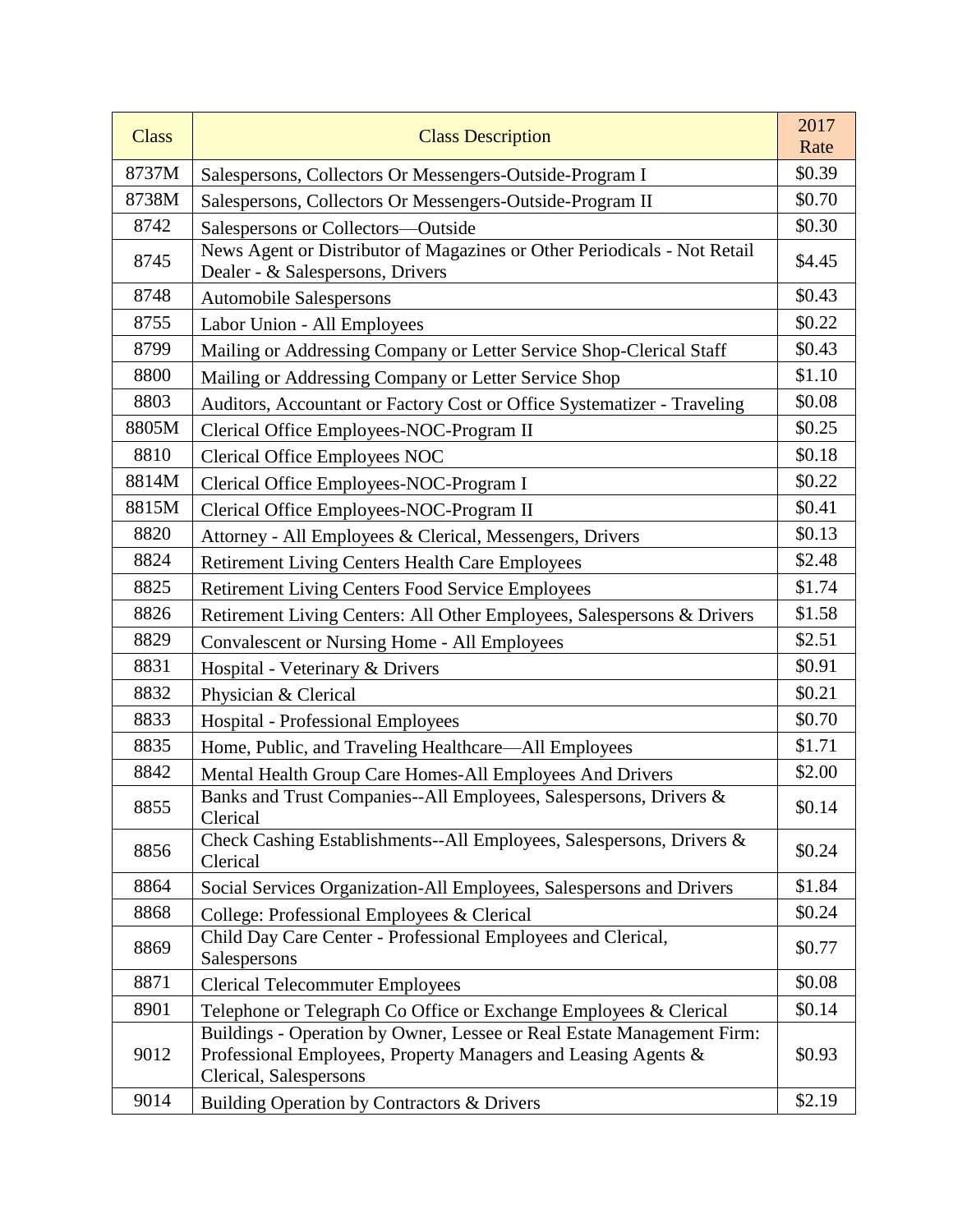| Class | Class Description | 2017 Rate |
|---|---|---|
| 8737M | Salespersons, Collectors Or Messengers-Outside-Program I | $0.39 |
| 8738M | Salespersons, Collectors Or Messengers-Outside-Program II | $0.70 |
| 8742 | Salespersons or Collectors—Outside | $0.30 |
| 8745 | News Agent or Distributor of Magazines or Other Periodicals - Not Retail Dealer - & Salespersons, Drivers | $4.45 |
| 8748 | Automobile Salespersons | $0.43 |
| 8755 | Labor Union - All Employees | $0.22 |
| 8799 | Mailing or Addressing Company or Letter Service Shop-Clerical Staff | $0.43 |
| 8800 | Mailing or Addressing Company or Letter Service Shop | $1.10 |
| 8803 | Auditors, Accountant or Factory Cost or Office Systematizer - Traveling | $0.08 |
| 8805M | Clerical Office Employees-NOC-Program II | $0.25 |
| 8810 | Clerical Office Employees NOC | $0.18 |
| 8814M | Clerical Office Employees-NOC-Program I | $0.22 |
| 8815M | Clerical Office Employees-NOC-Program II | $0.41 |
| 8820 | Attorney - All Employees & Clerical, Messengers, Drivers | $0.13 |
| 8824 | Retirement Living Centers Health Care Employees | $2.48 |
| 8825 | Retirement Living Centers Food Service Employees | $1.74 |
| 8826 | Retirement Living Centers: All Other Employees, Salespersons & Drivers | $1.58 |
| 8829 | Convalescent or Nursing Home - All Employees | $2.51 |
| 8831 | Hospital - Veterinary & Drivers | $0.91 |
| 8832 | Physician & Clerical | $0.21 |
| 8833 | Hospital - Professional Employees | $0.70 |
| 8835 | Home, Public, and Traveling Healthcare—All Employees | $1.71 |
| 8842 | Mental Health Group Care Homes-All Employees And Drivers | $2.00 |
| 8855 | Banks and Trust Companies--All Employees, Salespersons, Drivers & Clerical | $0.14 |
| 8856 | Check Cashing Establishments--All Employees, Salespersons, Drivers & Clerical | $0.24 |
| 8864 | Social Services Organization-All Employees, Salespersons and Drivers | $1.84 |
| 8868 | College: Professional Employees & Clerical | $0.24 |
| 8869 | Child Day Care Center - Professional Employees and Clerical, Salespersons | $0.77 |
| 8871 | Clerical Telecommuter Employees | $0.08 |
| 8901 | Telephone or Telegraph Co Office or Exchange Employees & Clerical | $0.14 |
| 9012 | Buildings - Operation by Owner, Lessee or Real Estate Management Firm: Professional Employees, Property Managers and Leasing Agents & Clerical, Salespersons | $0.93 |
| 9014 | Building Operation by Contractors & Drivers | $2.19 |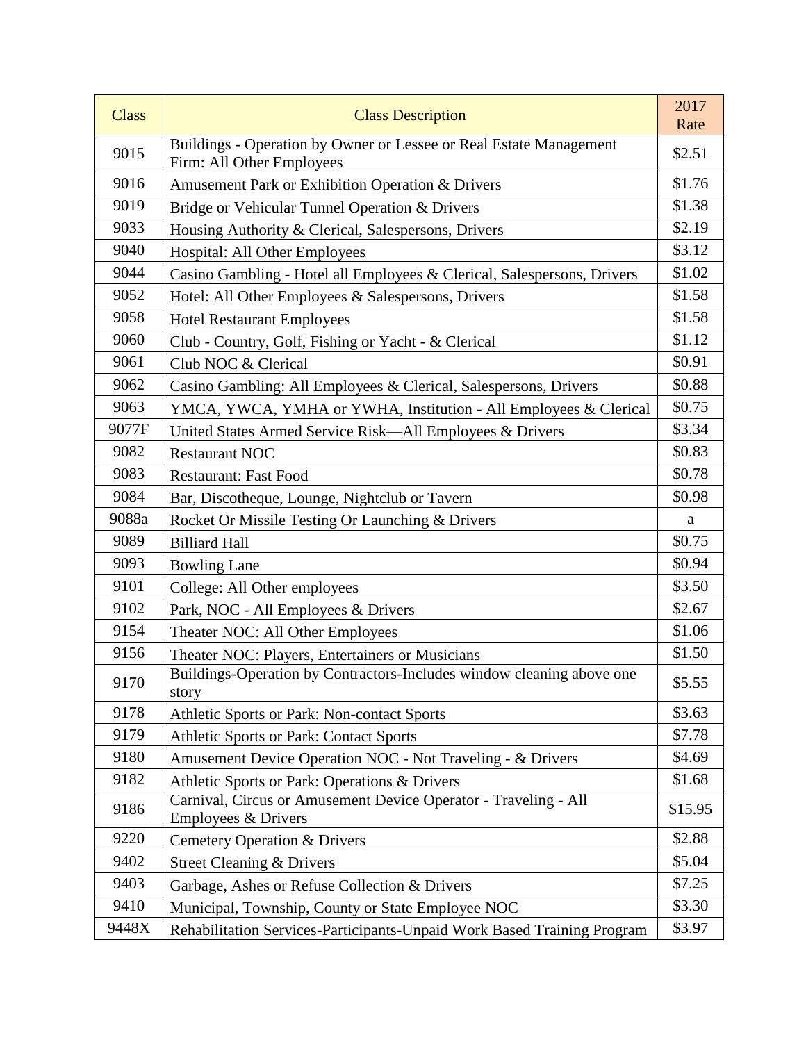| Class | Class Description | 2017 Rate |
|---|---|---|
| 9015 | Buildings - Operation by Owner or Lessee or Real Estate Management Firm: All Other Employees | $2.51 |
| 9016 | Amusement Park or Exhibition Operation & Drivers | $1.76 |
| 9019 | Bridge or Vehicular Tunnel Operation & Drivers | $1.38 |
| 9033 | Housing Authority & Clerical, Salespersons, Drivers | $2.19 |
| 9040 | Hospital: All Other Employees | $3.12 |
| 9044 | Casino Gambling - Hotel all Employees & Clerical, Salespersons, Drivers | $1.02 |
| 9052 | Hotel: All Other Employees & Salespersons, Drivers | $1.58 |
| 9058 | Hotel Restaurant Employees | $1.58 |
| 9060 | Club - Country, Golf, Fishing or Yacht - & Clerical | $1.12 |
| 9061 | Club NOC & Clerical | $0.91 |
| 9062 | Casino Gambling: All Employees & Clerical, Salespersons, Drivers | $0.88 |
| 9063 | YMCA, YWCA, YMHA or YWHA, Institution - All Employees & Clerical | $0.75 |
| 9077F | United States Armed Service Risk—All Employees & Drivers | $3.34 |
| 9082 | Restaurant NOC | $0.83 |
| 9083 | Restaurant: Fast Food | $0.78 |
| 9084 | Bar, Discotheque, Lounge, Nightclub or Tavern | $0.98 |
| 9088a | Rocket Or Missile Testing Or Launching & Drivers | a |
| 9089 | Billiard Hall | $0.75 |
| 9093 | Bowling Lane | $0.94 |
| 9101 | College: All Other employees | $3.50 |
| 9102 | Park, NOC - All Employees & Drivers | $2.67 |
| 9154 | Theater NOC: All Other Employees | $1.06 |
| 9156 | Theater NOC: Players, Entertainers or Musicians | $1.50 |
| 9170 | Buildings-Operation by Contractors-Includes window cleaning above one story | $5.55 |
| 9178 | Athletic Sports or Park: Non-contact Sports | $3.63 |
| 9179 | Athletic Sports or Park: Contact Sports | $7.78 |
| 9180 | Amusement Device Operation NOC - Not Traveling - & Drivers | $4.69 |
| 9182 | Athletic Sports or Park: Operations & Drivers | $1.68 |
| 9186 | Carnival, Circus or Amusement Device Operator - Traveling - All Employees & Drivers | $15.95 |
| 9220 | Cemetery Operation & Drivers | $2.88 |
| 9402 | Street Cleaning & Drivers | $5.04 |
| 9403 | Garbage, Ashes or Refuse Collection & Drivers | $7.25 |
| 9410 | Municipal, Township, County or State Employee NOC | $3.30 |
| 9448X | Rehabilitation Services-Participants-Unpaid Work Based Training Program | $3.97 |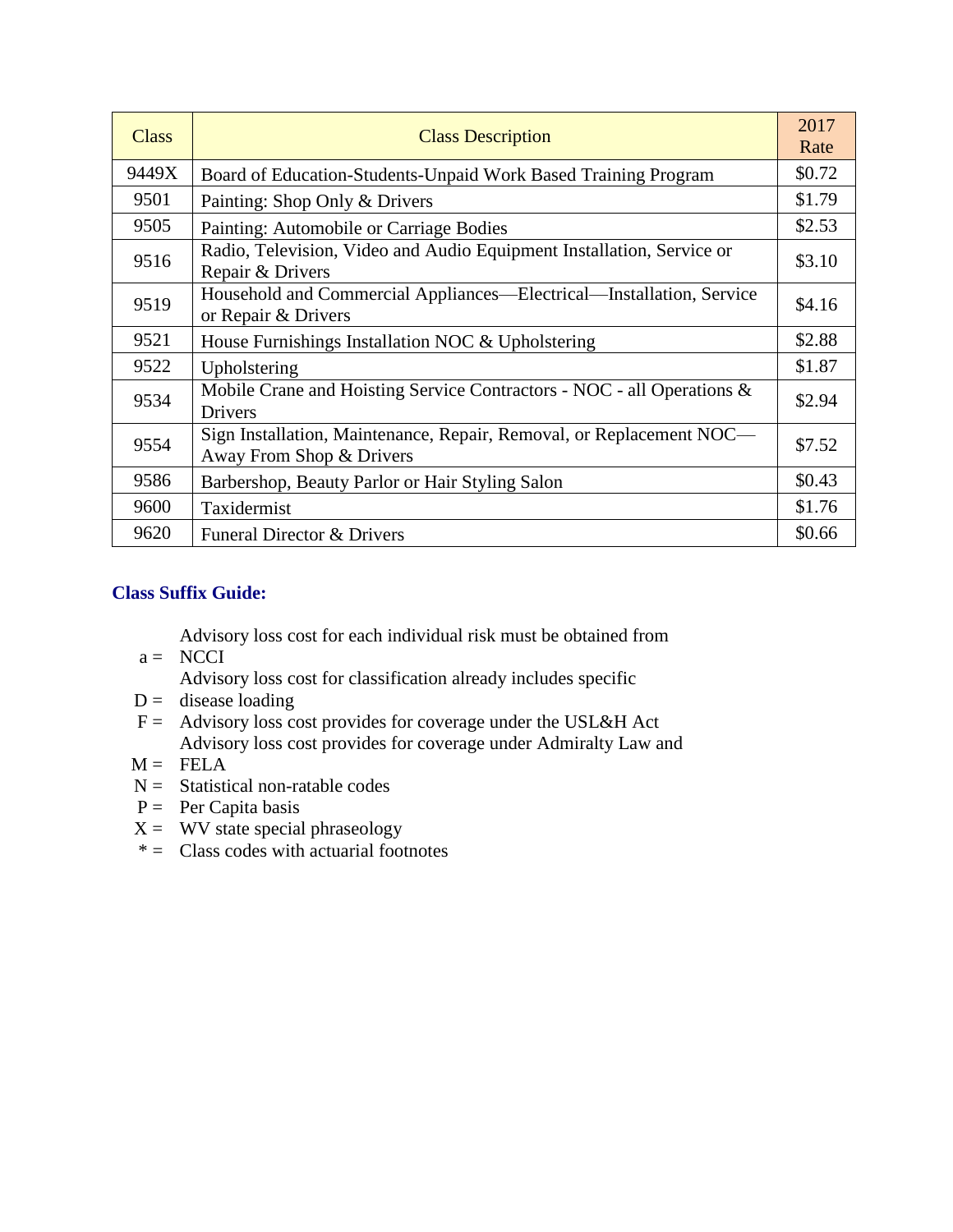| Class | Class Description | 2017 Rate |
|---|---|---|
| 9449X | Board of Education-Students-Unpaid Work Based Training Program | $0.72 |
| 9501 | Painting: Shop Only & Drivers | $1.79 |
| 9505 | Painting: Automobile or Carriage Bodies | $2.53 |
| 9516 | Radio, Television, Video and Audio Equipment Installation, Service or Repair & Drivers | $3.10 |
| 9519 | Household and Commercial Appliances—Electrical—Installation, Service or Repair & Drivers | $4.16 |
| 9521 | House Furnishings Installation NOC & Upholstering | $2.88 |
| 9522 | Upholstering | $1.87 |
| 9534 | Mobile Crane and Hoisting Service Contractors - NOC - all Operations & Drivers | $2.94 |
| 9554 | Sign Installation, Maintenance, Repair, Removal, or Replacement NOC—Away From Shop & Drivers | $7.52 |
| 9586 | Barbershop, Beauty Parlor or Hair Styling Salon | $0.43 |
| 9600 | Taxidermist | $1.76 |
| 9620 | Funeral Director & Drivers | $0.66 |

**Class Suffix Guide:**

a = Advisory loss cost for each individual risk must be obtained from NCCI
D = Advisory loss cost for classification already includes specific disease loading
F = Advisory loss cost provides for coverage under the USL&H Act
M = Advisory loss cost provides for coverage under Admiralty Law and FELA
N = Statistical non-ratable codes
P = Per Capita basis
X = WV state special phraseology
* = Class codes with actuarial footnotes